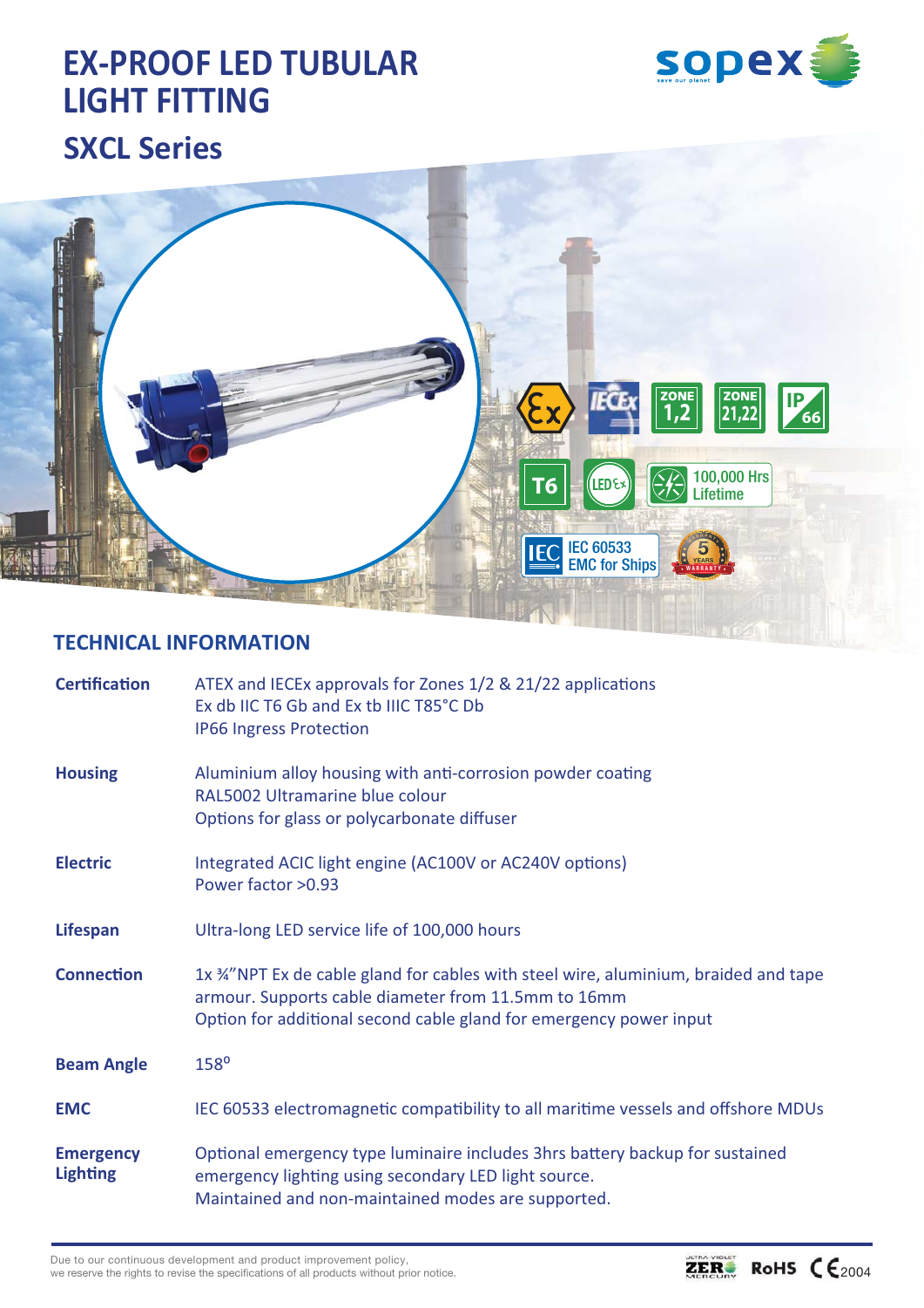# EX-PROOF LED TUBULAR LIGHT FITTING

## SXCL Series

## TECHNICAL INFORMATION

| | |
|---|---|
| **Certification** | ATEX and IECEx approvals for Zones 1/2 & 21/22 applications<br>Ex db IIC T6 Gb and Ex tb IIIC T85°C Db<br>IP66 Ingress Protection |
| **Housing** | Aluminium alloy housing with anti-corrosion powder coating<br>RAL5002 Ultramarine blue colour<br>Options for glass or polycarbonate diffuser |
| **Electric** | Integrated ACIC light engine (AC100V or AC240V options)<br>Power factor >0.93 |
| **Lifespan** | Ultra-long LED service life of 100,000 hours |
| **Connection** | 1x ¾"NPT Ex de cable gland for cables with steel wire, aluminium, braided and tape armour. Supports cable diameter from 11.5mm to 16mm<br>Option for additional second cable gland for emergency power input |
| **Beam Angle** | 158° |
| **EMC** | IEC 60533 electromagnetic compatibility to all maritime vessels and offshore MDUs |
| **Emergency Lighting** | Optional emergency type luminaire includes 3hrs battery backup for sustained emergency lighting using secondary LED light source.<br>Maintained and non-maintained modes are supported. |

Due to our continuous development and product improvement policy, we reserve the rights to revise the specifications of all products without prior notice.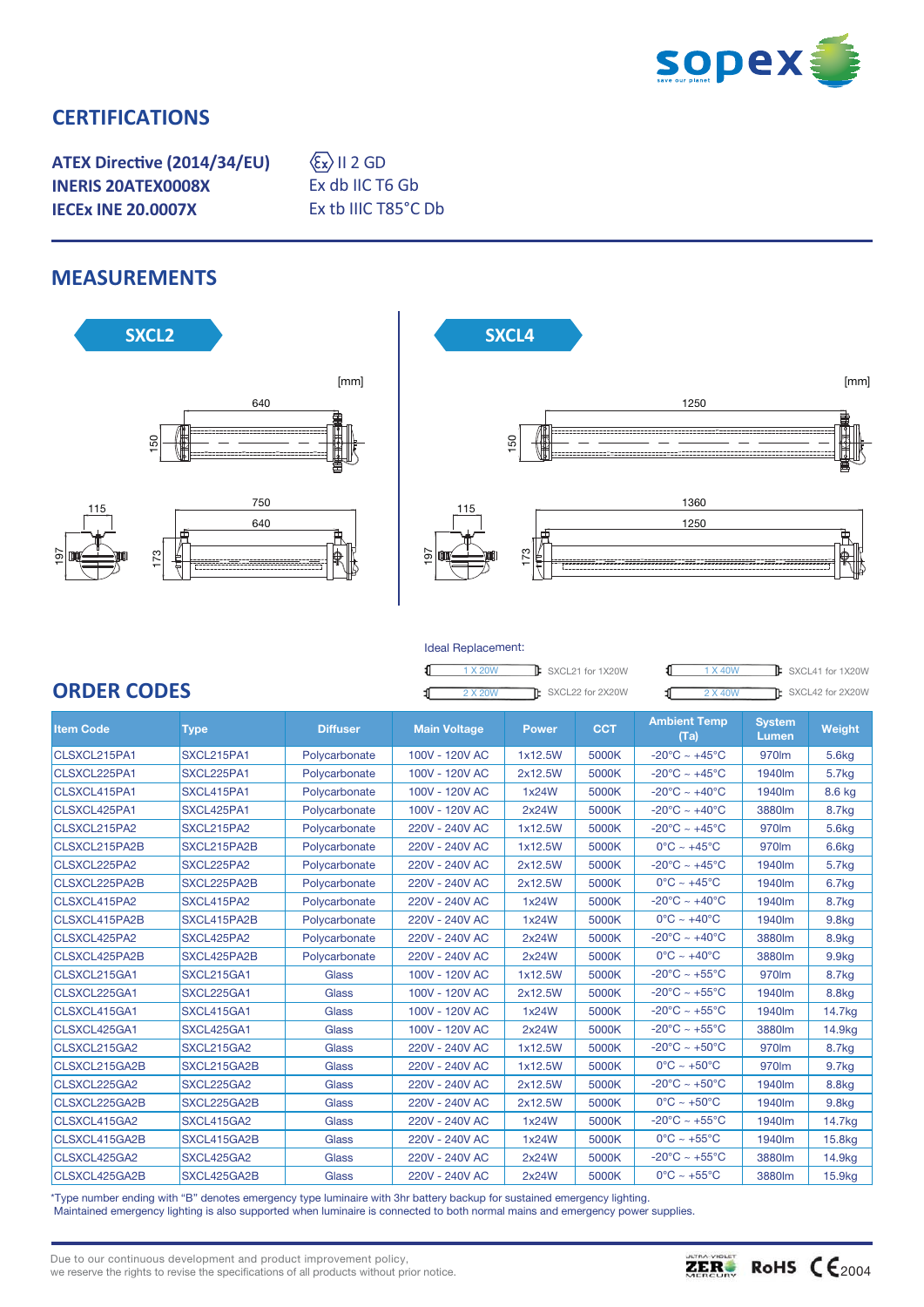## CERTIFICATIONS

**ATEX Directive (2014/34/EU)**
**INERIS 20ATEX0008X**
**IECEx INE 20.0007X**

Ex II 2 GD
Ex db IIC T6 Gb
Ex tb IIIC T85°C Db

## MEASUREMENTS

### SXCL2

[mm]

640
150
750
640
115
197
173

### SXCL4

[mm]

1250
150
1360
1250
115
197
173

## ORDER CODES

Ideal Replacement:

1 X 20W — SXCL21 for 1X20W
2 X 20W — SXCL22 for 2X20W
1 X 40W — SXCL41 for 1X20W
2 X 40W — SXCL42 for 2X20W

| Item Code | Type | Diffuser | Main Voltage | Power | CCT | Ambient Temp (Ta) | System Lumen | Weight |
|---|---|---|---|---|---|---|---|---|
| CLSXCL215PA1 | SXCL215PA1 | Polycarbonate | 100V - 120V AC | 1x12.5W | 5000K | -20°C ~ +45°C | 970lm | 5.6kg |
| CLSXCL225PA1 | SXCL225PA1 | Polycarbonate | 100V - 120V AC | 2x12.5W | 5000K | -20°C ~ +45°C | 1940lm | 5.7kg |
| CLSXCL415PA1 | SXCL415PA1 | Polycarbonate | 100V - 120V AC | 1x24W | 5000K | -20°C ~ +40°C | 1940lm | 8.6 kg |
| CLSXCL425PA1 | SXCL425PA1 | Polycarbonate | 100V - 120V AC | 2x24W | 5000K | -20°C ~ +40°C | 3880lm | 8.7kg |
| CLSXCL215PA2 | SXCL215PA2 | Polycarbonate | 220V - 240V AC | 1x12.5W | 5000K | -20°C ~ +45°C | 970lm | 5.6kg |
| CLSXCL215PA2B | SXCL215PA2B | Polycarbonate | 220V - 240V AC | 1x12.5W | 5000K | 0°C ~ +45°C | 970lm | 6.6kg |
| CLSXCL225PA2 | SXCL225PA2 | Polycarbonate | 220V - 240V AC | 2x12.5W | 5000K | -20°C ~ +45°C | 1940lm | 5.7kg |
| CLSXCL225PA2B | SXCL225PA2B | Polycarbonate | 220V - 240V AC | 2x12.5W | 5000K | 0°C ~ +45°C | 1940lm | 6.7kg |
| CLSXCL415PA2 | SXCL415PA2 | Polycarbonate | 220V - 240V AC | 1x24W | 5000K | -20°C ~ +40°C | 1940lm | 8.7kg |
| CLSXCL415PA2B | SXCL415PA2B | Polycarbonate | 220V - 240V AC | 1x24W | 5000K | 0°C ~ +40°C | 1940lm | 9.8kg |
| CLSXCL425PA2 | SXCL425PA2 | Polycarbonate | 220V - 240V AC | 2x24W | 5000K | -20°C ~ +40°C | 3880lm | 8.9kg |
| CLSXCL425PA2B | SXCL425PA2B | Polycarbonate | 220V - 240V AC | 2x24W | 5000K | 0°C ~ +40°C | 3880lm | 9.9kg |
| CLSXCL215GA1 | SXCL215GA1 | Glass | 100V - 120V AC | 1x12.5W | 5000K | -20°C ~ +55°C | 970lm | 8.7kg |
| CLSXCL225GA1 | SXCL225GA1 | Glass | 100V - 120V AC | 2x12.5W | 5000K | -20°C ~ +55°C | 1940lm | 8.8kg |
| CLSXCL415GA1 | SXCL415GA1 | Glass | 100V - 120V AC | 1x24W | 5000K | -20°C ~ +55°C | 1940lm | 14.7kg |
| CLSXCL425GA1 | SXCL425GA1 | Glass | 100V - 120V AC | 2x24W | 5000K | -20°C ~ +55°C | 3880lm | 14.9kg |
| CLSXCL215GA2 | SXCL215GA2 | Glass | 220V - 240V AC | 1x12.5W | 5000K | -20°C ~ +50°C | 970lm | 8.7kg |
| CLSXCL215GA2B | SXCL215GA2B | Glass | 220V - 240V AC | 1x12.5W | 5000K | 0°C ~ +50°C | 970lm | 9.7kg |
| CLSXCL225GA2 | SXCL225GA2 | Glass | 220V - 240V AC | 2x12.5W | 5000K | -20°C ~ +50°C | 1940lm | 8.8kg |
| CLSXCL225GA2B | SXCL225GA2B | Glass | 220V - 240V AC | 2x12.5W | 5000K | 0°C ~ +50°C | 1940lm | 9.8kg |
| CLSXCL415GA2 | SXCL415GA2 | Glass | 220V - 240V AC | 1x24W | 5000K | -20°C ~ +55°C | 1940lm | 14.7kg |
| CLSXCL415GA2B | SXCL415GA2B | Glass | 220V - 240V AC | 1x24W | 5000K | 0°C ~ +55°C | 1940lm | 15.8kg |
| CLSXCL425GA2 | SXCL425GA2 | Glass | 220V - 240V AC | 2x24W | 5000K | -20°C ~ +55°C | 3880lm | 14.9kg |
| CLSXCL425GA2B | SXCL425GA2B | Glass | 220V - 240V AC | 2x24W | 5000K | 0°C ~ +55°C | 3880lm | 15.9kg |

*Type number ending with "B" denotes emergency type luminaire with 3hr battery backup for sustained emergency lighting.
Maintained emergency lighting is also supported when luminaire is connected to both normal mains and emergency power supplies.

Due to our continuous development and product improvement policy,
we reserve the rights to revise the specifications of all products without prior notice.

ULTRA-VIOLET ZERO MERCURY RoHS CE 2004